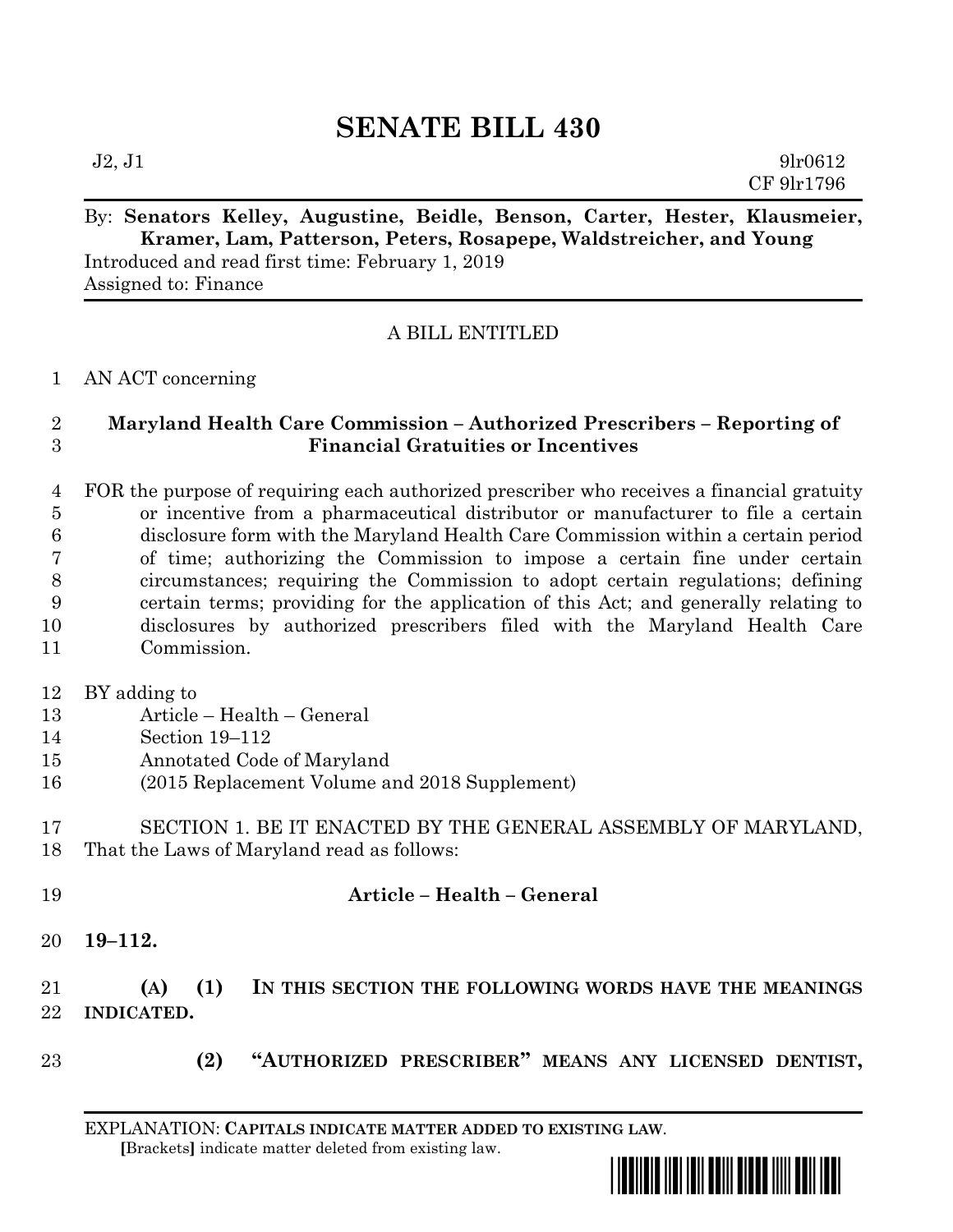# SENATE BILL 430

J2, J1 9lr0612
CF 9lr1796

By: **Senators Kelley, Augustine, Beidle, Benson, Carter, Hester, Klausmeier, Kramer, Lam, Patterson, Peters, Rosapepe, Waldstreicher, and Young**
Introduced and read first time: February 1, 2019
Assigned to: Finance

A BILL ENTITLED

1 AN ACT concerning

2 **Maryland Health Care Commission – Authorized Prescribers – Reporting of**
3 **Financial Gratuities or Incentives**

4 FOR the purpose of requiring each authorized prescriber who receives a financial gratuity
5 or incentive from a pharmaceutical distributor or manufacturer to file a certain
6 disclosure form with the Maryland Health Care Commission within a certain period
7 of time; authorizing the Commission to impose a certain fine under certain
8 circumstances; requiring the Commission to adopt certain regulations; defining
9 certain terms; providing for the application of this Act; and generally relating to
10 disclosures by authorized prescribers filed with the Maryland Health Care
11 Commission.

12 BY adding to
13 Article – Health – General
14 Section 19–112
15 Annotated Code of Maryland
16 (2015 Replacement Volume and 2018 Supplement)

17 SECTION 1. BE IT ENACTED BY THE GENERAL ASSEMBLY OF MARYLAND,
18 That the Laws of Maryland read as follows:

19 **Article – Health – General**

20 **19–112.**

21 **(A) (1) IN THIS SECTION THE FOLLOWING WORDS HAVE THE MEANINGS**
22 **INDICATED.**

23 **(2) "AUTHORIZED PRESCRIBER" MEANS ANY LICENSED DENTIST,**

EXPLANATION: **CAPITALS INDICATE MATTER ADDED TO EXISTING LAW.**
[Brackets] indicate matter deleted from existing law.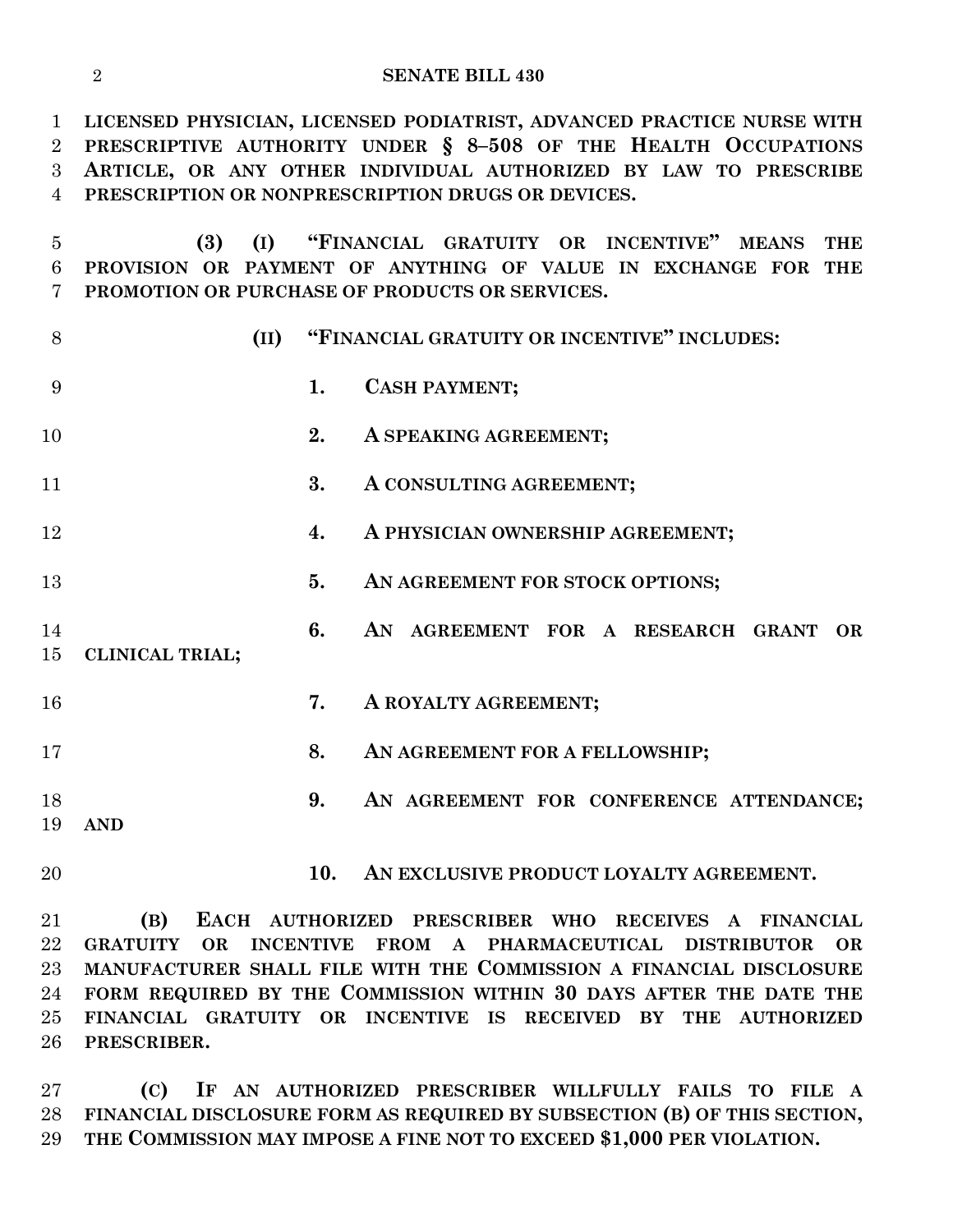**LICENSED PHYSICIAN, LICENSED PODIATRIST, ADVANCED PRACTICE NURSE WITH PRESCRIPTIVE AUTHORITY UNDER § 8–508 OF THE HEALTH OCCUPATIONS ARTICLE, OR ANY OTHER INDIVIDUAL AUTHORIZED BY LAW TO PRESCRIBE PRESCRIPTION OR NONPRESCRIPTION DRUGS OR DEVICES.**

**(3) (I) "FINANCIAL GRATUITY OR INCENTIVE" MEANS THE PROVISION OR PAYMENT OF ANYTHING OF VALUE IN EXCHANGE FOR THE PROMOTION OR PURCHASE OF PRODUCTS OR SERVICES.**

**(II) "FINANCIAL GRATUITY OR INCENTIVE" INCLUDES:**

**1. CASH PAYMENT;**

**2. A SPEAKING AGREEMENT;**

**3. A CONSULTING AGREEMENT;**

**4. A PHYSICIAN OWNERSHIP AGREEMENT;**

**5. AN AGREEMENT FOR STOCK OPTIONS;**

**6. AN AGREEMENT FOR A RESEARCH GRANT OR CLINICAL TRIAL;**

**7. A ROYALTY AGREEMENT;**

**8. AN AGREEMENT FOR A FELLOWSHIP;**

**9. AN AGREEMENT FOR CONFERENCE ATTENDANCE; AND**

**10. AN EXCLUSIVE PRODUCT LOYALTY AGREEMENT.**

**(B) EACH AUTHORIZED PRESCRIBER WHO RECEIVES A FINANCIAL GRATUITY OR INCENTIVE FROM A PHARMACEUTICAL DISTRIBUTOR OR MANUFACTURER SHALL FILE WITH THE COMMISSION A FINANCIAL DISCLOSURE FORM REQUIRED BY THE COMMISSION WITHIN 30 DAYS AFTER THE DATE THE FINANCIAL GRATUITY OR INCENTIVE IS RECEIVED BY THE AUTHORIZED PRESCRIBER.**

**(C) IF AN AUTHORIZED PRESCRIBER WILLFULLY FAILS TO FILE A FINANCIAL DISCLOSURE FORM AS REQUIRED BY SUBSECTION (B) OF THIS SECTION, THE COMMISSION MAY IMPOSE A FINE NOT TO EXCEED $1,000 PER VIOLATION.**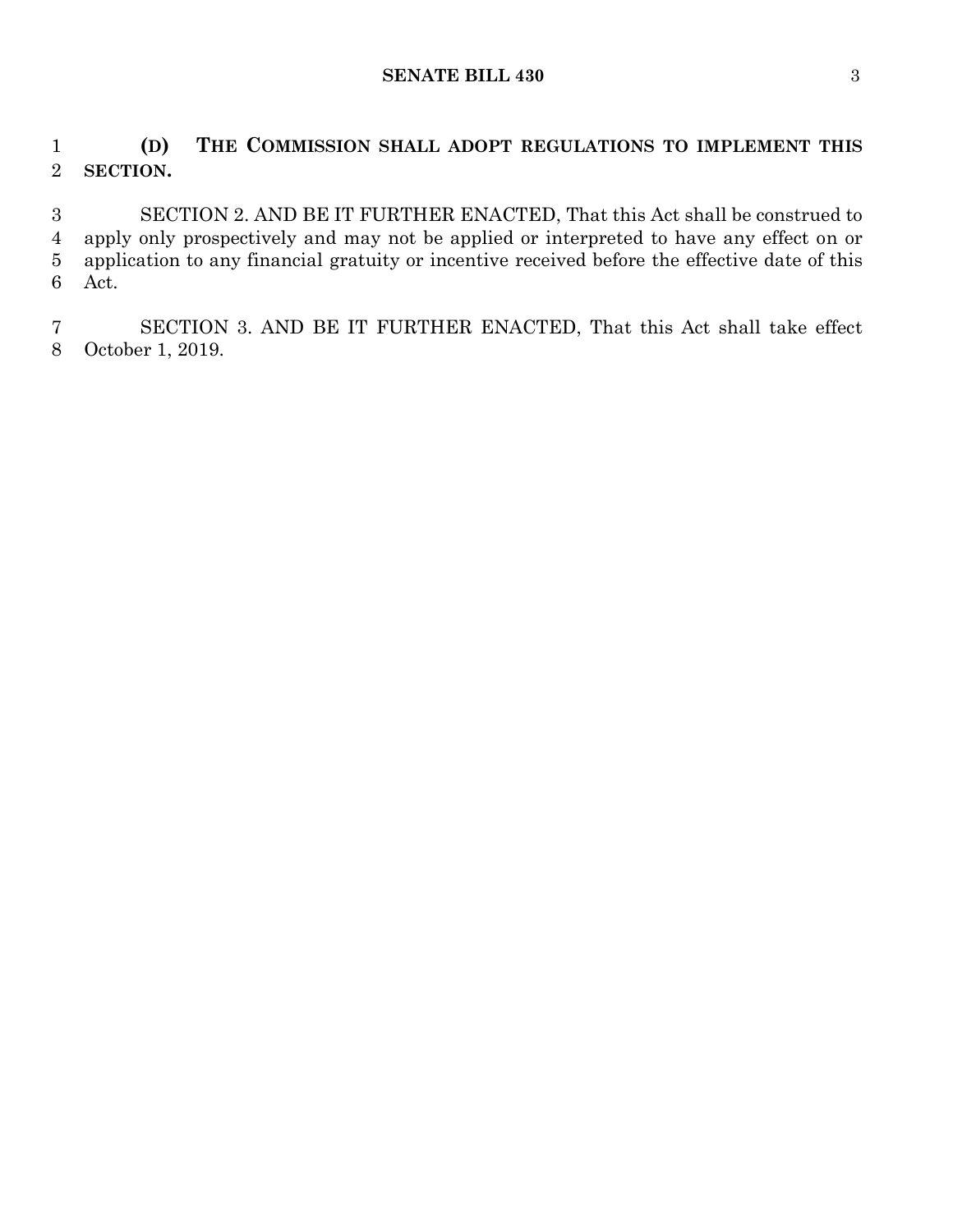**(D) THE COMMISSION SHALL ADOPT REGULATIONS TO IMPLEMENT THIS SECTION.**

SECTION 2. AND BE IT FURTHER ENACTED, That this Act shall be construed to apply only prospectively and may not be applied or interpreted to have any effect on or application to any financial gratuity or incentive received before the effective date of this Act.

SECTION 3. AND BE IT FURTHER ENACTED, That this Act shall take effect October 1, 2019.